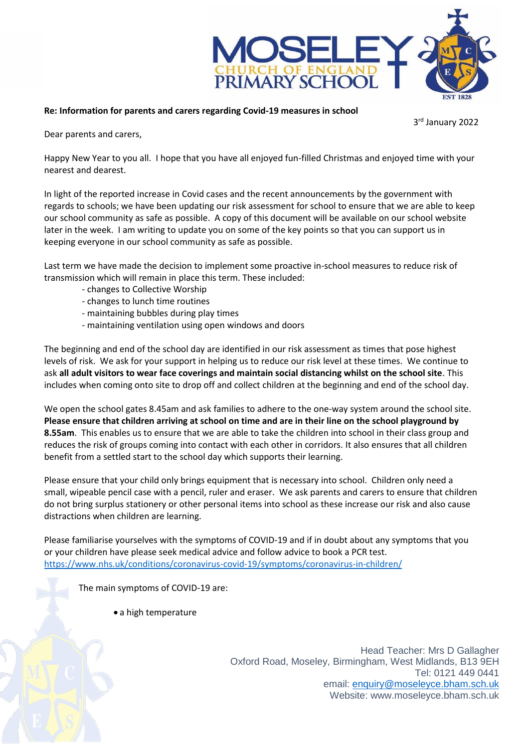**Re: Information for parents and carers regarding Covid-19 measures in school**

3rd January 2022

Dear parents and carers,

Happy New Year to you all. I hope that you have all enjoyed fun-filled Christmas and enjoyed time with your nearest and dearest.

In light of the reported increase in Covid cases and the recent announcements by the government with regards to schools; we have been updating our risk assessment for school to ensure that we are able to keep our school community as safe as possible. A copy of this document will be available on our school website later in the week. I am writing to update you on some of the key points so that you can support us in keeping everyone in our school community as safe as possible.

Last term we have made the decision to implement some proactive in-school measures to reduce risk of transmission which will remain in place this term. These included:

- changes to Collective Worship
- changes to lunch time routines
- maintaining bubbles during play times
- maintaining ventilation using open windows and doors

The beginning and end of the school day are identified in our risk assessment as times that pose highest levels of risk. We ask for your support in helping us to reduce our risk level at these times. We continue to ask **all adult visitors to wear face coverings and maintain social distancing whilst on the school site**. This includes when coming onto site to drop off and collect children at the beginning and end of the school day.

We open the school gates 8.45am and ask families to adhere to the one-way system around the school site. **Please ensure that children arriving at school on time and are in their line on the school playground by 8.55am**. This enables us to ensure that we are able to take the children into school in their class group and reduces the risk of groups coming into contact with each other in corridors. It also ensures that all children benefit from a settled start to the school day which supports their learning.

Please ensure that your child only brings equipment that is necessary into school. Children only need a small, wipeable pencil case with a pencil, ruler and eraser. We ask parents and carers to ensure that children do not bring surplus stationery or other personal items into school as these increase our risk and also cause distractions when children are learning.

Please familiarise yourselves with the symptoms of COVID-19 and if in doubt about any symptoms that you or your children have please seek medical advice and follow advice to book a PCR test.
https://www.nhs.uk/conditions/coronavirus-covid-19/symptoms/coronavirus-in-children/

The main symptoms of COVID-19 are:

- a high temperature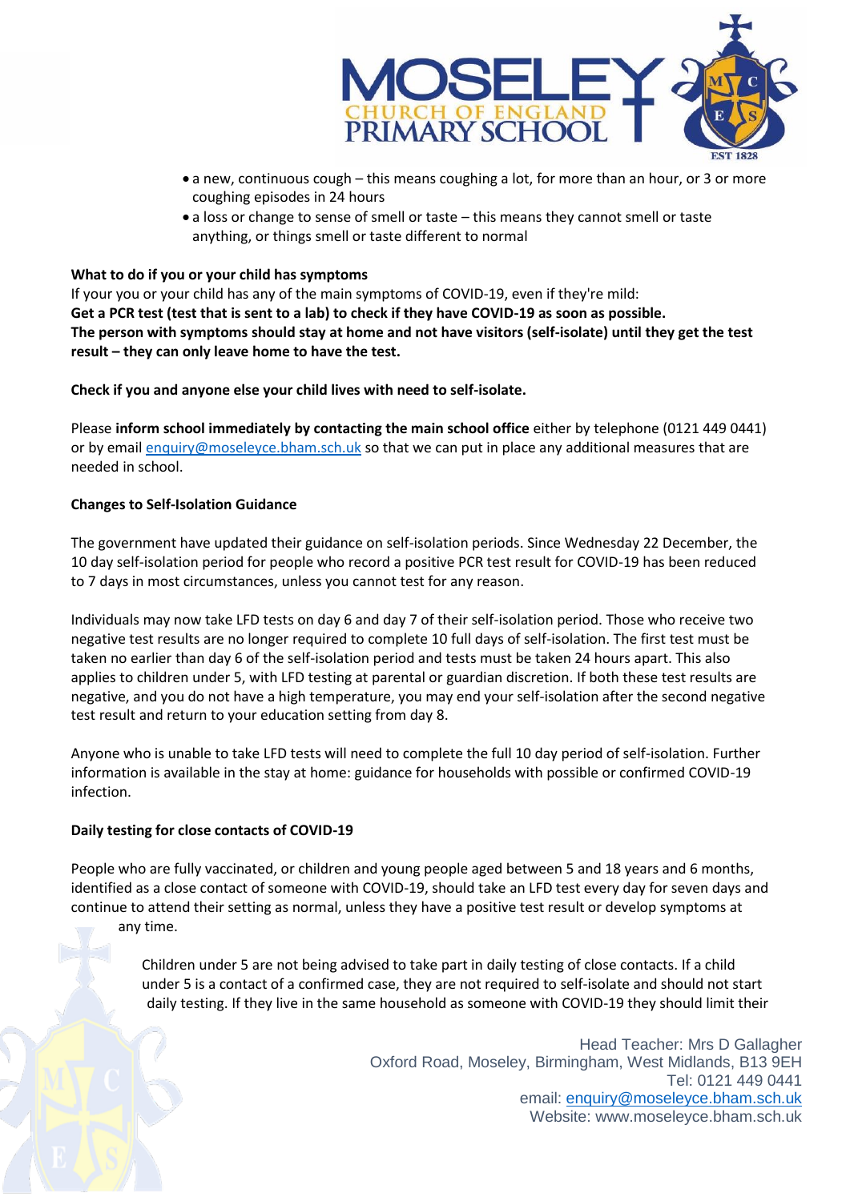- a new, continuous cough – this means coughing a lot, for more than an hour, or 3 or more coughing episodes in 24 hours
- a loss or change to sense of smell or taste – this means they cannot smell or taste anything, or things smell or taste different to normal

**What to do if you or your child has symptoms**

If your you or your child has any of the main symptoms of COVID-19, even if they're mild:

**Get a PCR test (test that is sent to a lab) to check if they have COVID-19 as soon as possible.**

**The person with symptoms should stay at home and not have visitors (self-isolate) until they get the test result – they can only leave home to have the test.**

**Check if you and anyone else your child lives with need to self-isolate.**

Please **inform school immediately by contacting the main school office** either by telephone (0121 449 0441) or by email [enquiry@moseleyce.bham.sch.uk](mailto:enquiry@moseleyce.bham.sch.uk) so that we can put in place any additional measures that are needed in school.

**Changes to Self-Isolation Guidance**

The government have updated their guidance on self-isolation periods. Since Wednesday 22 December, the 10 day self-isolation period for people who record a positive PCR test result for COVID-19 has been reduced to 7 days in most circumstances, unless you cannot test for any reason.

Individuals may now take LFD tests on day 6 and day 7 of their self-isolation period. Those who receive two negative test results are no longer required to complete 10 full days of self-isolation. The first test must be taken no earlier than day 6 of the self-isolation period and tests must be taken 24 hours apart. This also applies to children under 5, with LFD testing at parental or guardian discretion. If both these test results are negative, and you do not have a high temperature, you may end your self-isolation after the second negative test result and return to your education setting from day 8.

Anyone who is unable to take LFD tests will need to complete the full 10 day period of self-isolation. Further information is available in the stay at home: guidance for households with possible or confirmed COVID-19 infection.

**Daily testing for close contacts of COVID-19**

People who are fully vaccinated, or children and young people aged between 5 and 18 years and 6 months, identified as a close contact of someone with COVID-19, should take an LFD test every day for seven days and continue to attend their setting as normal, unless they have a positive test result or develop symptoms at any time.

Children under 5 are not being advised to take part in daily testing of close contacts. If a child under 5 is a contact of a confirmed case, they are not required to self-isolate and should not start daily testing. If they live in the same household as someone with COVID-19 they should limit their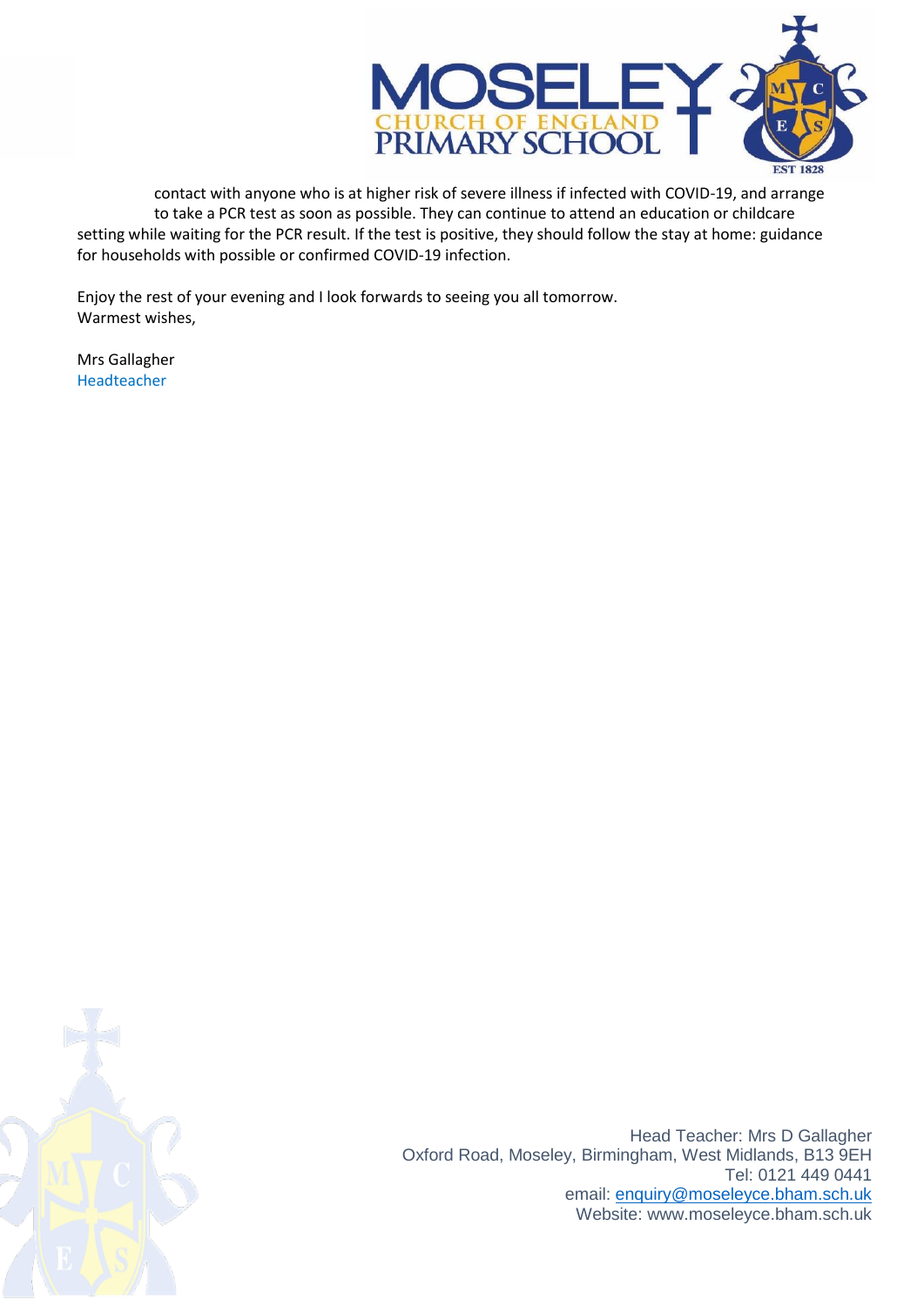contact with anyone who is at higher risk of severe illness if infected with COVID-19, and arrange to take a PCR test as soon as possible. They can continue to attend an education or childcare setting while waiting for the PCR result. If the test is positive, they should follow the stay at home: guidance for households with possible or confirmed COVID-19 infection.

Enjoy the rest of your evening and I look forwards to seeing you all tomorrow.
Warmest wishes,

Mrs Gallagher
Headteacher

Head Teacher: Mrs D Gallagher
Oxford Road, Moseley, Birmingham, West Midlands, B13 9EH
Tel: 0121 449 0441
email: enquiry@moseleyce.bham.sch.uk
Website: www.moseleyce.bham.sch.uk